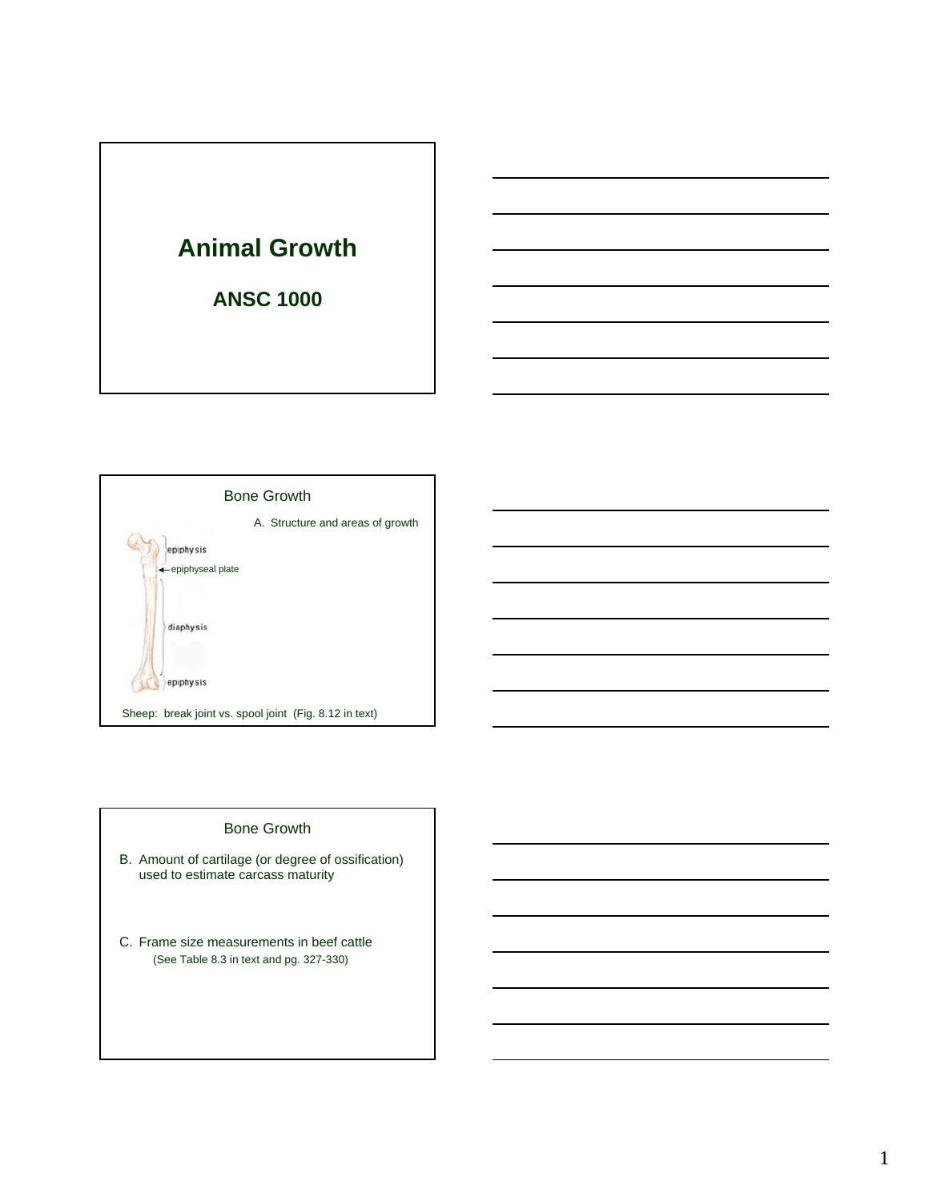# Animal Growth

## ANSC 1000

---

## Bone Growth

A. Structure and areas of growth

epiphysis

epiphyseal plate

diaphysis

epiphysis

Sheep: break joint vs. spool joint (Fig. 8.12 in text)

---

## Bone Growth

B. Amount of cartilage (or degree of ossification) used to estimate carcass maturity

C. Frame size measurements in beef cattle
(See Table 8.3 in text and pg. 327-330)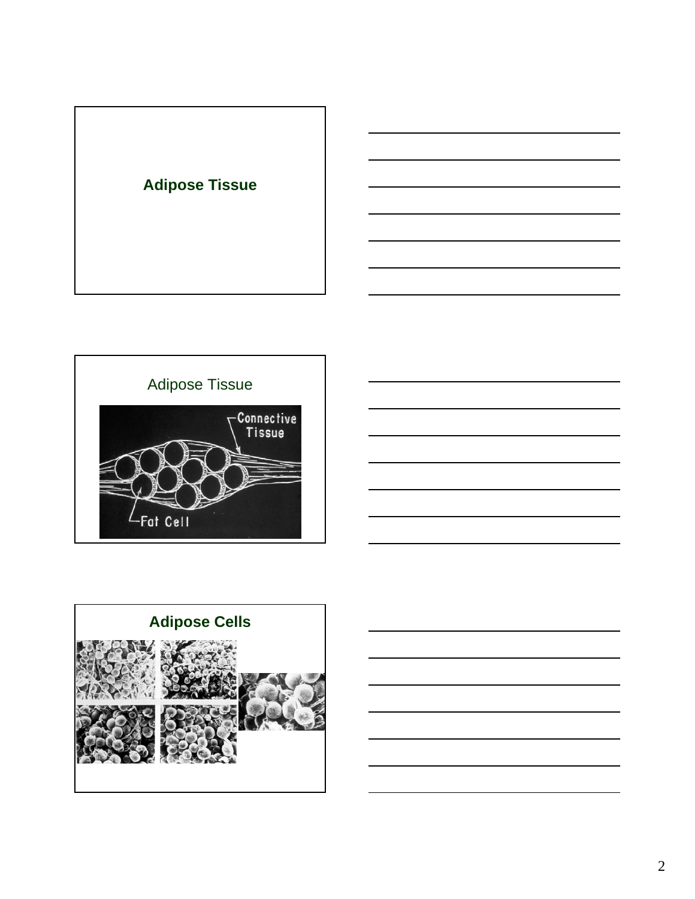## Adipose Tissue

## Adipose Tissue

Connective Tissue

Fat Cell

## Adipose Cells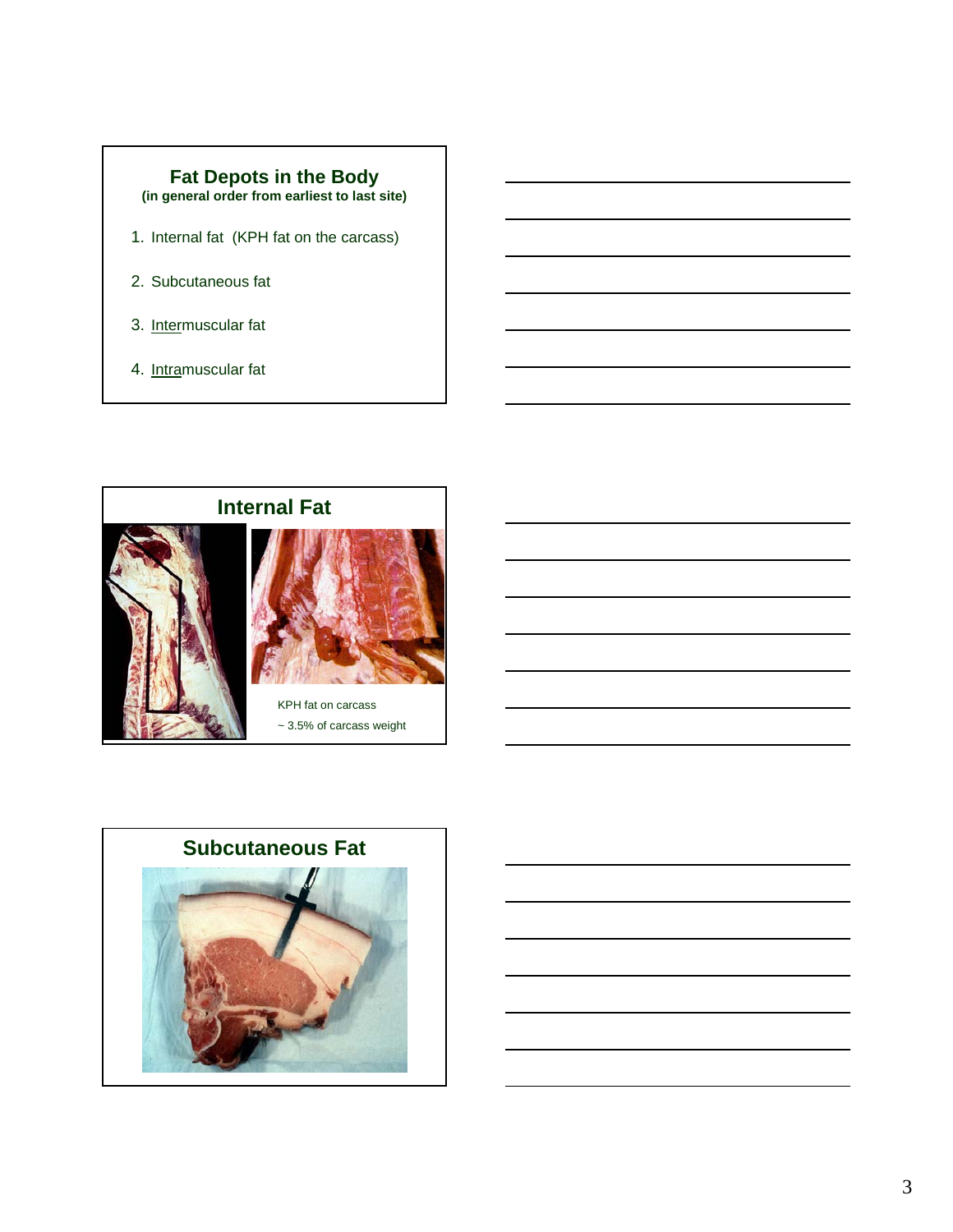## Fat Depots in the Body

**(in general order from earliest to last site)**

1. Internal fat (KPH fat on the carcass)
2. Subcutaneous fat
3. Intermuscular fat
4. Intramuscular fat

## Internal Fat

KPH fat on carcass

~ 3.5% of carcass weight

## Subcutaneous Fat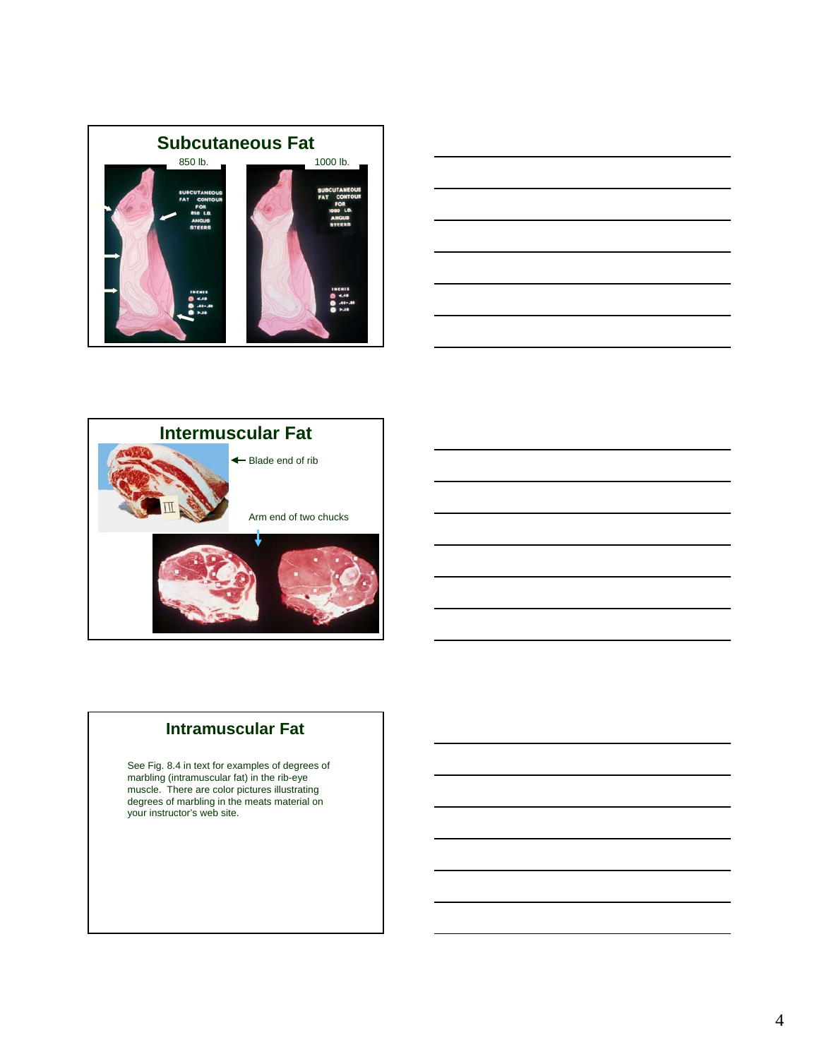## Subcutaneous Fat

850 lb.

1000 lb.

## Intermuscular Fat

Blade end of rib

Arm end of two chucks

## Intramuscular Fat

See Fig. 8.4 in text for examples of degrees of marbling (intramuscular fat) in the rib-eye muscle. There are color pictures illustrating degrees of marbling in the meats material on your instructor's web site.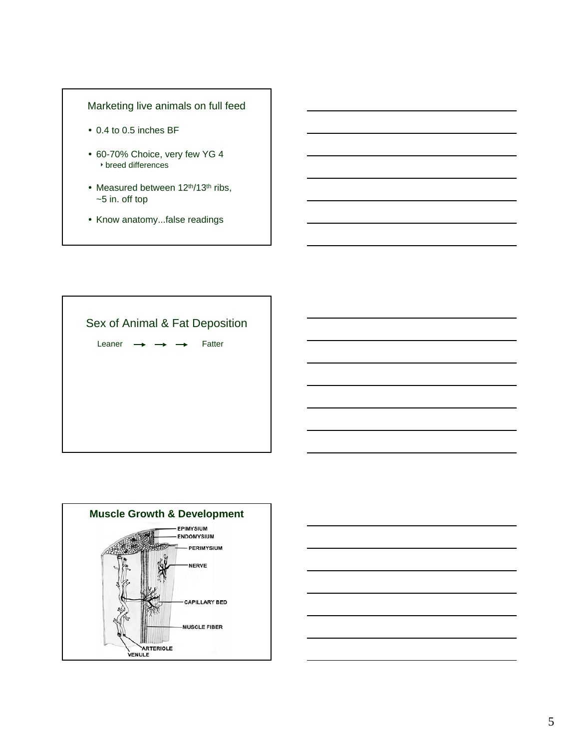## Marketing live animals on full feed

- 0.4 to 0.5 inches BF
- 60-70% Choice, very few YG 4
  - breed differences
- Measured between 12th/13th ribs, ~5 in. off top
- Know anatomy...false readings

## Sex of Animal & Fat Deposition

Leaner → → → Fatter

## Muscle Growth & Development

EPIMYSIUM
ENDOMYSIUM
PERIMYSIUM
NERVE
CAPILLARY BED
MUSCLE FIBER
ARTERIOLE
VENULE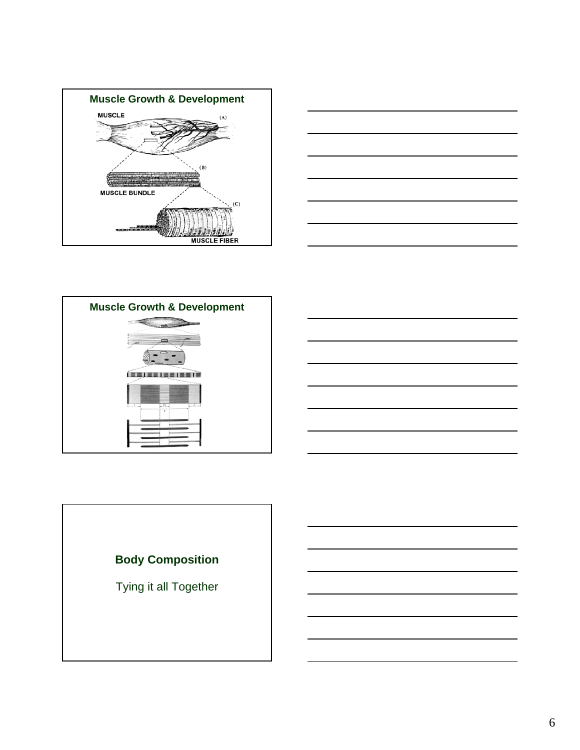## Muscle Growth & Development

MUSCLE (A)

(B)

MUSCLE BUNDLE

(C)

MUSCLE FIBER

## Muscle Growth & Development

## Body Composition

Tying it all Together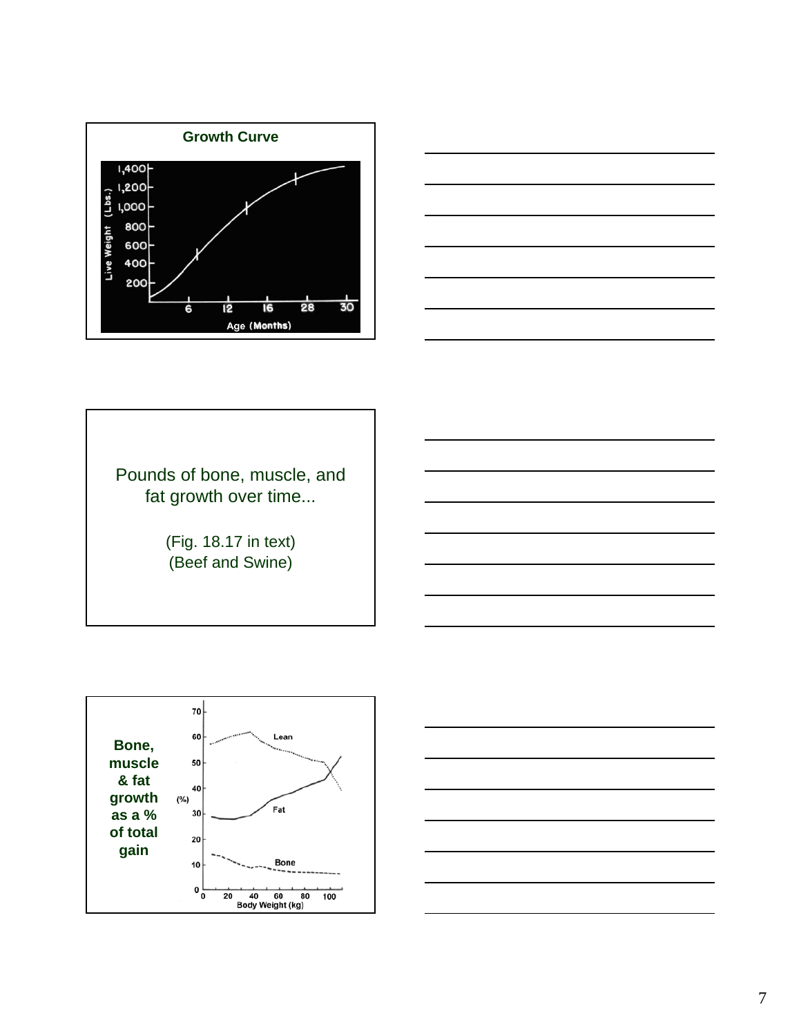**Growth Curve**

Live Weight (Lbs.): 200, 400, 600, 800, 1,000, 1,200, 1,400

Age (Months): 6, 12, 16, 28, 30

Pounds of bone, muscle, and fat growth over time...

(Fig. 18.17 in text)
(Beef and Swine)

**Bone, muscle & fat growth as a % of total gain**

(%): 0, 10, 20, 30, 40, 50, 60, 70

Lean

Fat

Bone

Body Weight (kg): 0, 20, 40, 60, 80, 100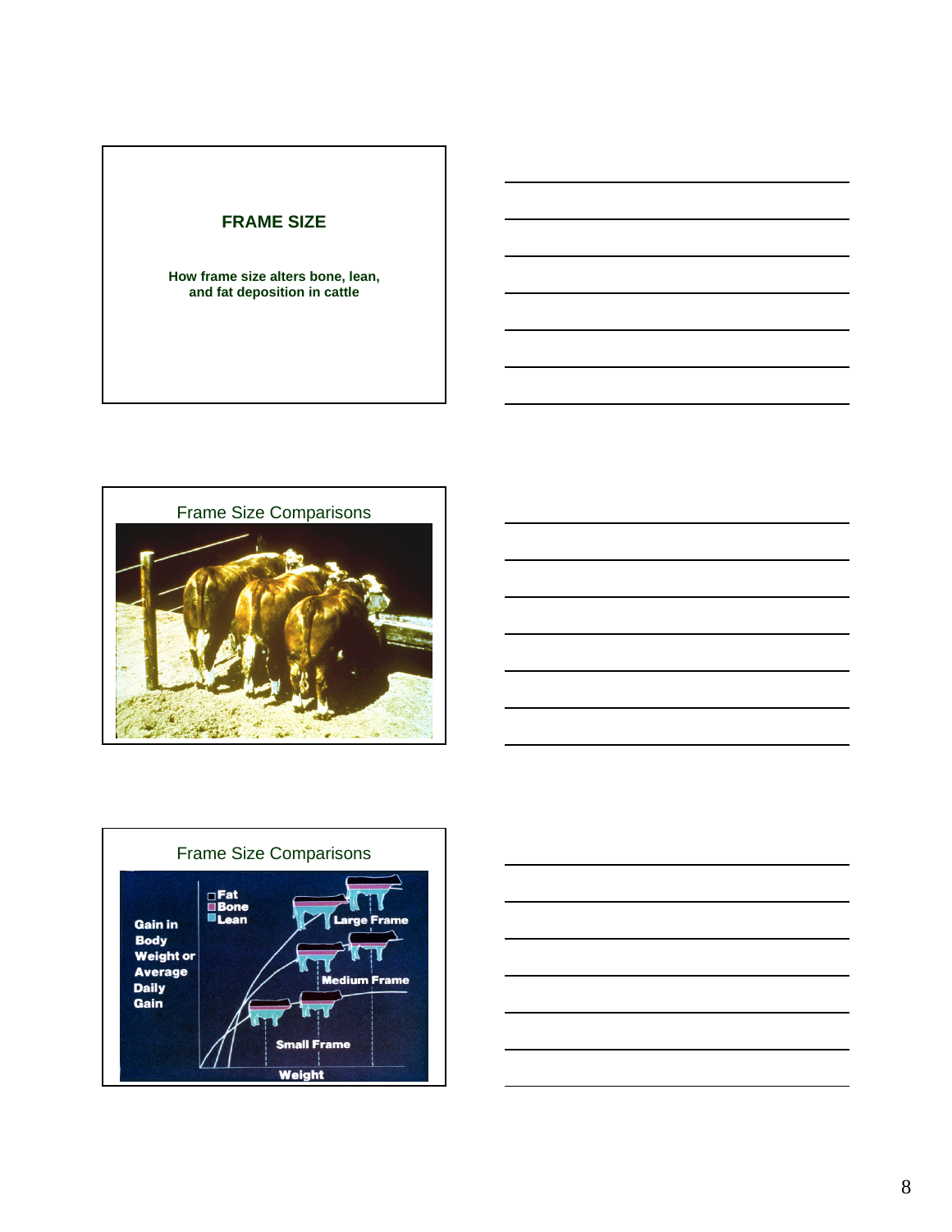## FRAME SIZE

**How frame size alters bone, lean, and fat deposition in cattle**

## Frame Size Comparisons

## Frame Size Comparisons

Fat
Bone
Lean

Gain in Body Weight or Average Daily Gain

Large Frame

Medium Frame

Small Frame

Weight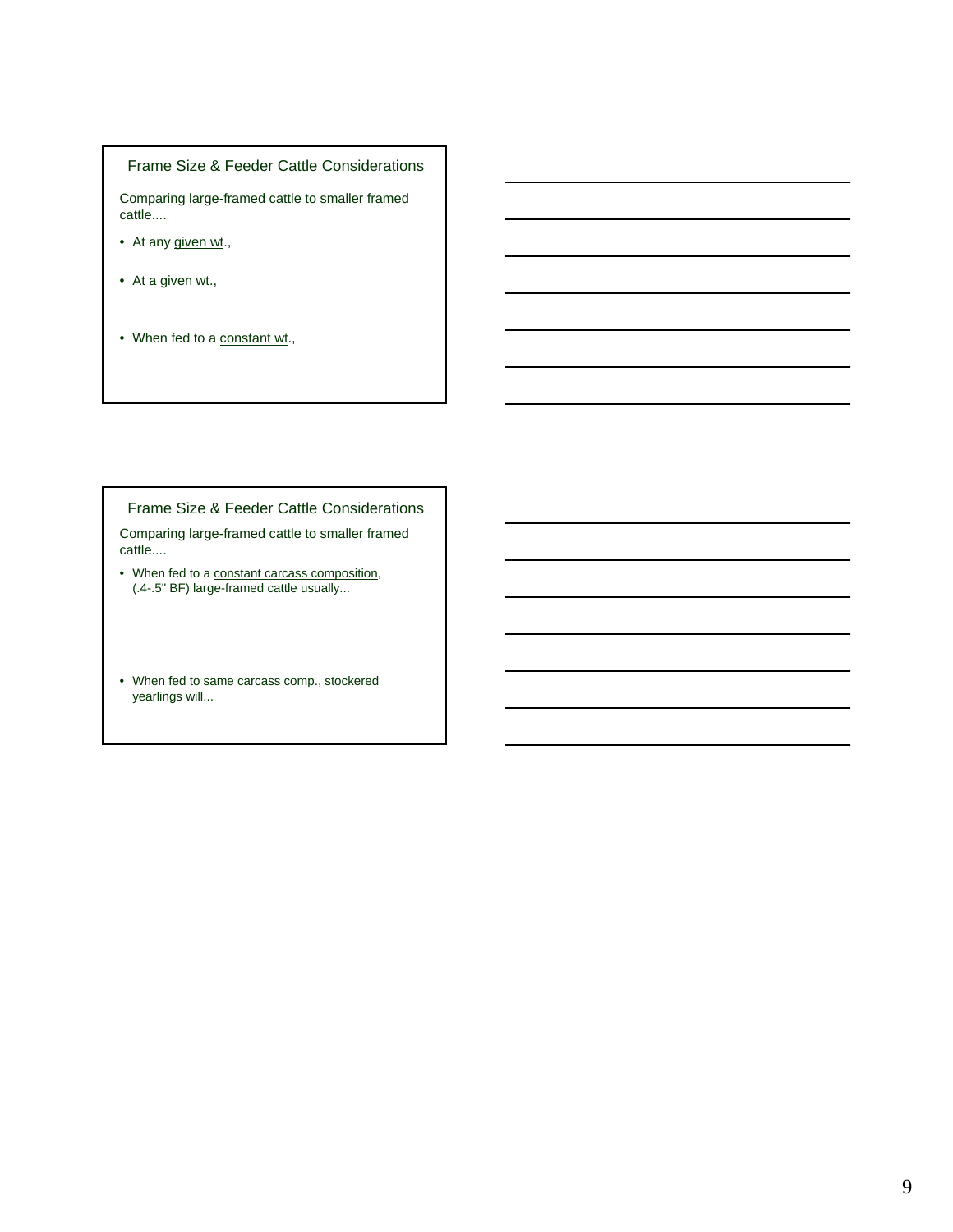## Frame Size & Feeder Cattle Considerations

Comparing large-framed cattle to smaller framed cattle....

- At any given wt.,
- At a given wt.,
- When fed to a constant wt.,

## Frame Size & Feeder Cattle Considerations

Comparing large-framed cattle to smaller framed cattle....

- When fed to a constant carcass composition, (.4-.5" BF) large-framed cattle usually...
- When fed to same carcass comp., stockered yearlings will...